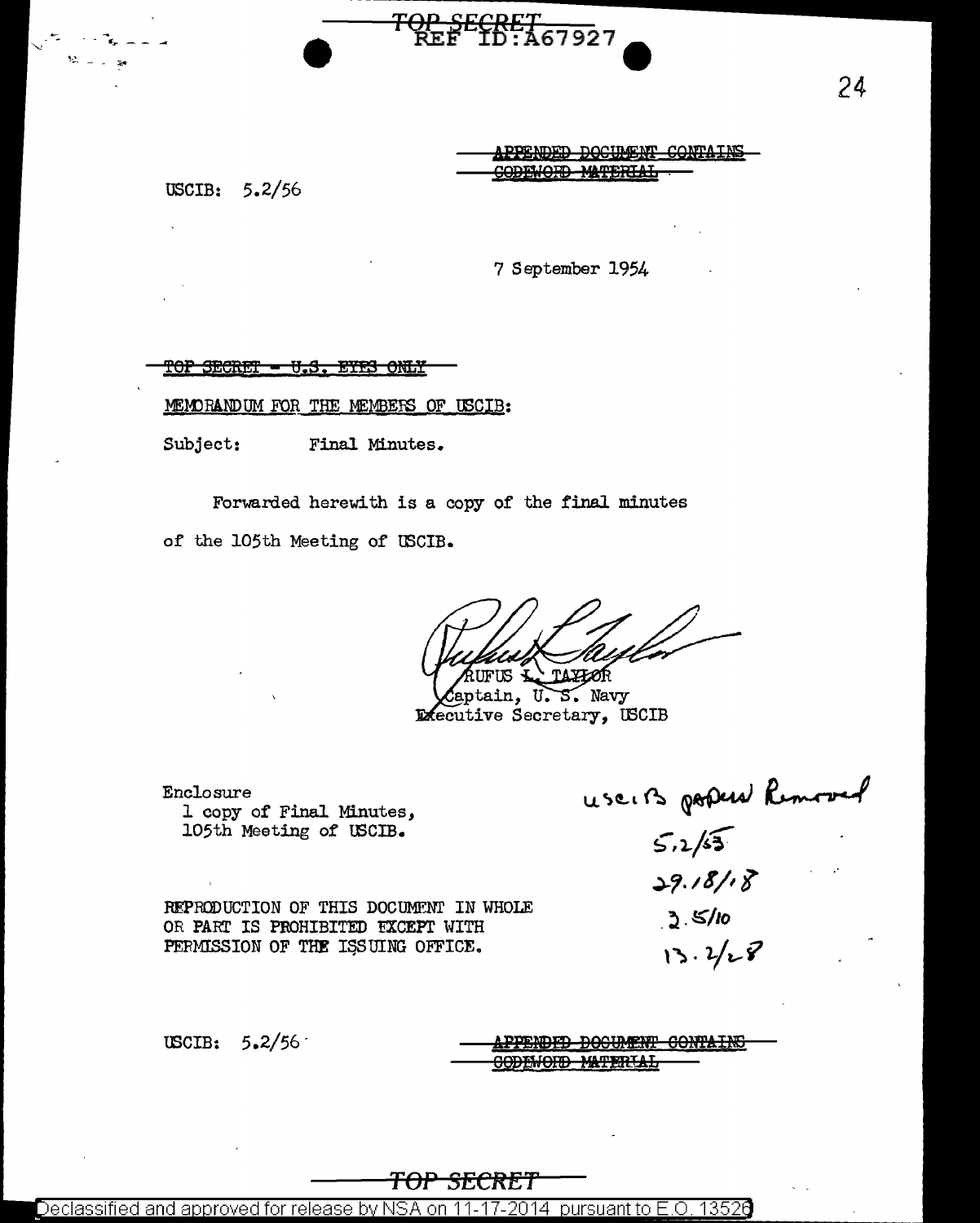TOP SECRET
REF ID:A67927

~~APPENDED DOCUMENT CONTAINS CODEWORD MATERIAL~~

USCIB: 5.2/56

7 September 1954

~~TOP SECRET - U.S. EYES ONLY~~

MEMORANDUM FOR THE MEMBERS OF USCIB:

Subject: Final Minutes.

Forwarded herewith is a copy of the final minutes of the 105th Meeting of USCIB.

RUFUS L. TAYLOR
Captain, U. S. Navy
Executive Secretary, USCIB

Enclosure
1 copy of Final Minutes,
105th Meeting of USCIB.

USCIB papers Removed
5.2/53
29.18/18
3.5/10
13.2/28

REPRODUCTION OF THIS DOCUMENT IN WHOLE OR PART IS PROHIBITED EXCEPT WITH PERMISSION OF THE ISSUING OFFICE.

USCIB: 5.2/56

~~APPENDED DOCUMENT CONTAINS CODEWORD MATERIAL~~

TOP SECRET

Declassified and approved for release by NSA on 11-17-2014 pursuant to E.O. 13526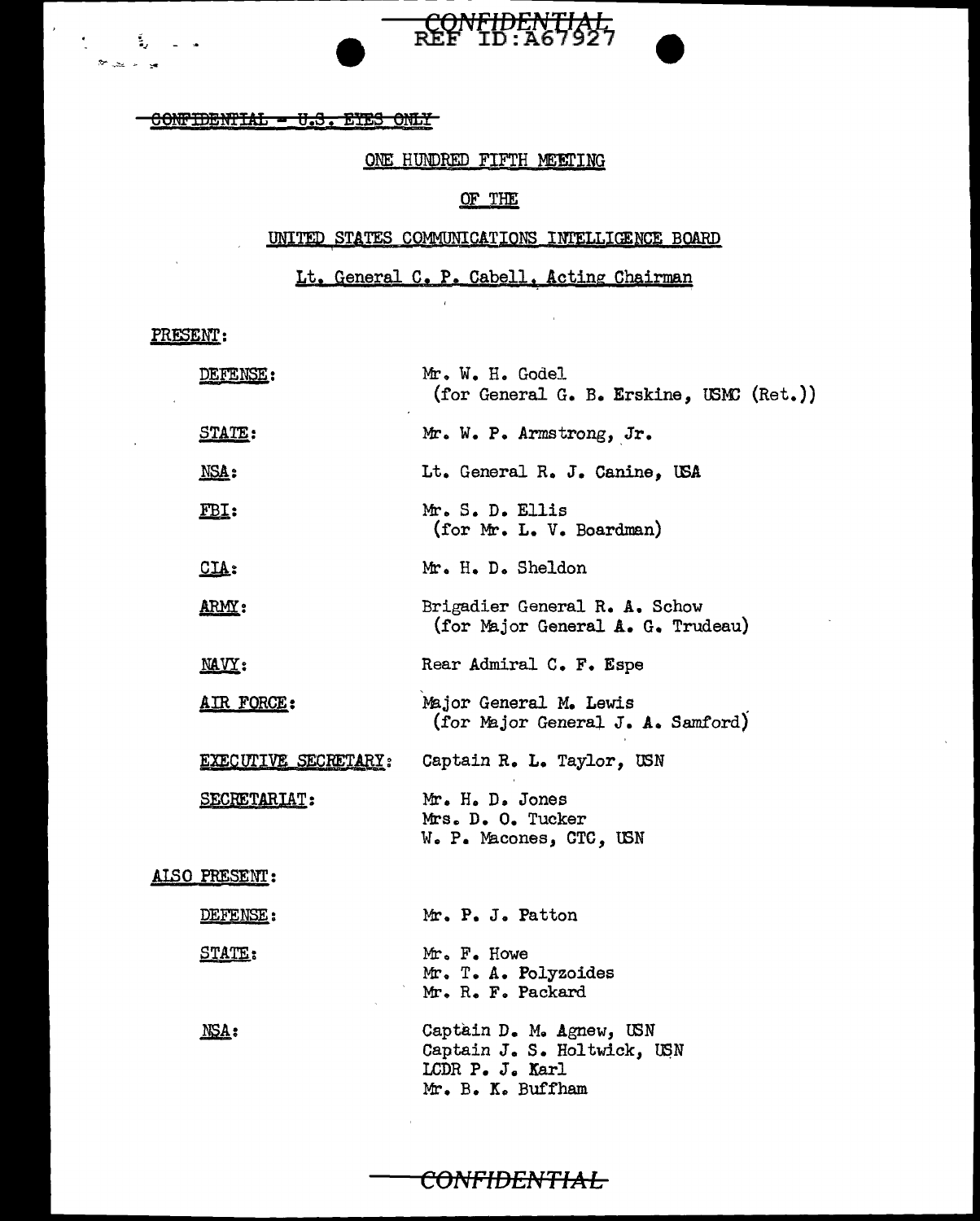~~CONFIDENTIAL - U.S. EYES ONLY~~

ONE HUNDRED FIFTH MEETING

OF THE

UNITED STATES COMMUNICATIONS INTELLIGENCE BOARD

Lt. General C. P. Cabell, Acting Chairman

PRESENT:

| | |
|---|---|
| DEFENSE: | Mr. W. H. Godel (for General G. B. Erskine, USMC (Ret.)) |
| STATE: | Mr. W. P. Armstrong, Jr. |
| NSA: | Lt. General R. J. Canine, USA |
| FBI: | Mr. S. D. Ellis (for Mr. L. V. Boardman) |
| CIA: | Mr. H. D. Sheldon |
| ARMY: | Brigadier General R. A. Schow (for Major General A. G. Trudeau) |
| NAVY: | Rear Admiral C. F. Espe |
| AIR FORCE: | Major General M. Lewis (for Major General J. A. Samford) |
| EXECUTIVE SECRETARY: | Captain R. L. Taylor, USN |
| SECRETARIAT: | Mr. H. D. Jones<br>Mrs. D. O. Tucker<br>W. P. Macones, CTC, USN |

ALSO PRESENT:

| | |
|---|---|
| DEFENSE: | Mr. P. J. Patton |
| STATE: | Mr. F. Howe<br>Mr. T. A. Polyzoides<br>Mr. R. F. Packard |
| NSA: | Captain D. M. Agnew, USN<br>Captain J. S. Holtwick, USN<br>LCDR P. J. Karl<br>Mr. B. K. Buffham |

CONFIDENTIAL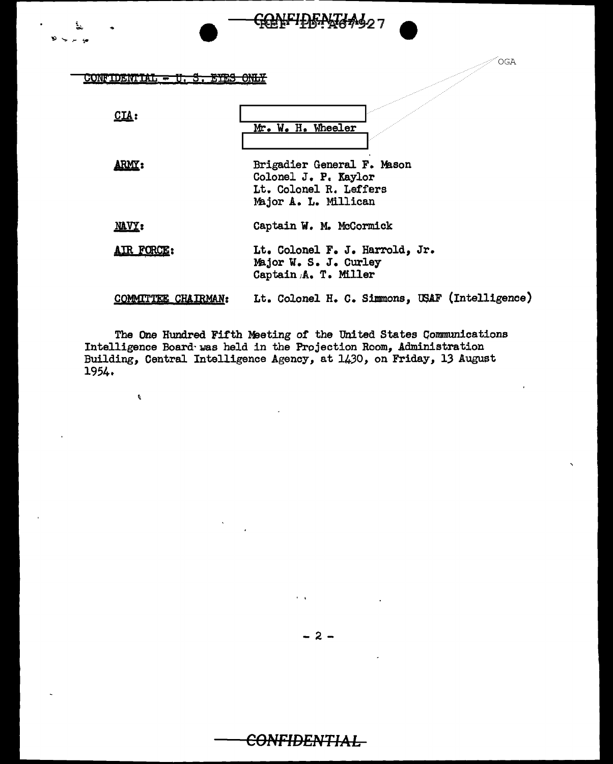CONFIDENTIAL - U. S. EYES ONLY

| | |
|---|---|
| **CIA:** | [redacted] |
| | Mr. W. H. Wheeler |
| | [redacted] |
| **ARMY:** | Brigadier General F. Mason |
| | Colonel J. P. Kaylor |
| | Lt. Colonel R. Leffers |
| | Major A. L. Millican |
| **NAVY:** | Captain W. M. McCormick |
| **AIR FORCE:** | Lt. Colonel F. J. Harrold, Jr. |
| | Major W. S. J. Curley |
| | Captain A. T. Miller |
| **COMMITTEE CHAIRMAN:** | Lt. Colonel H. C. Simmons, USAF (Intelligence) |

The One Hundred Fifth Meeting of the United States Communications Intelligence Board was held in the Projection Room, Administration Building, Central Intelligence Agency, at 1430, on Friday, 13 August 1954.

CONFIDENTIAL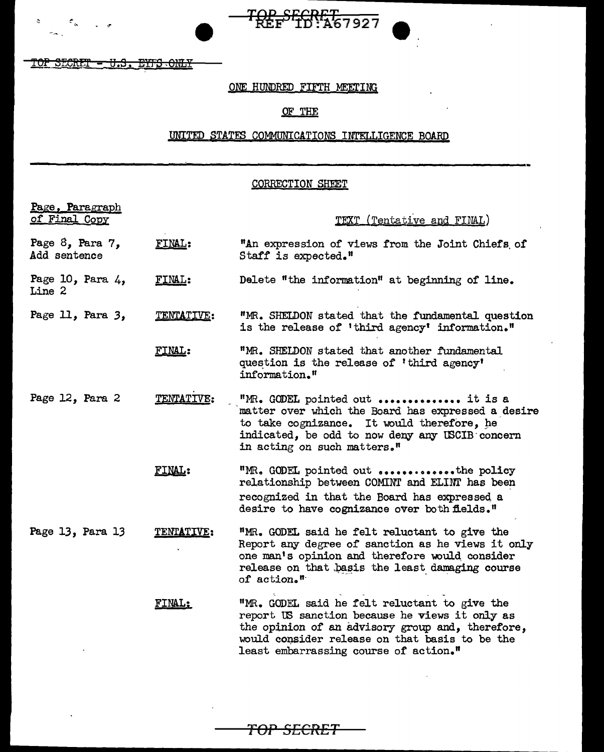TOP SECRET
REF ID:A67927

~~TOP SECRET - U.S. EYES ONLY~~

ONE HUNDRED FIFTH MEETING

OF THE

UNITED STATES COMMUNICATIONS INTELLIGENCE BOARD

---

CORRECTION SHEET

| Page, Paragraph of Final Copy | | TEXT (Tentative and FINAL) |
|---|---|---|
| Page 8, Para 7, Add sentence | FINAL: | "An expression of views from the Joint Chiefs of Staff is expected." |
| Page 10, Para 4, Line 2 | FINAL: | Delete "the information" at beginning of line. |
| Page 11, Para 3, | TENTATIVE: | "MR. SHELDON stated that the fundamental question is the release of 'third agency' information." |
| | FINAL: | "MR. SHELDON stated that another fundamental question is the release of 'third agency' information." |
| Page 12, Para 2 | TENTATIVE: | "MR. GODEL pointed out .............. it is a matter over which the Board has expressed a desire to take cognizance. It would therefore, he indicated, be odd to now deny any USCIB concern in acting on such matters." |
| | FINAL: | "MR. GODEL pointed out .............the policy relationship between COMINT and ELINT has been recognized in that the Board has expressed a desire to have cognizance over both fields." |
| Page 13, Para 13 | TENTATIVE: | "MR. GODEL said he felt reluctant to give the Report any degree of sanction as he views it only one man's opinion and therefore would consider release on that basis the least damaging course of action." |
| | FINAL: | "MR. GODEL said he felt reluctant to give the report US sanction because he views it only as the opinion of an advisory group and, therefore, would consider release on that basis to be the least embarrassing course of action." |

TOP SECRET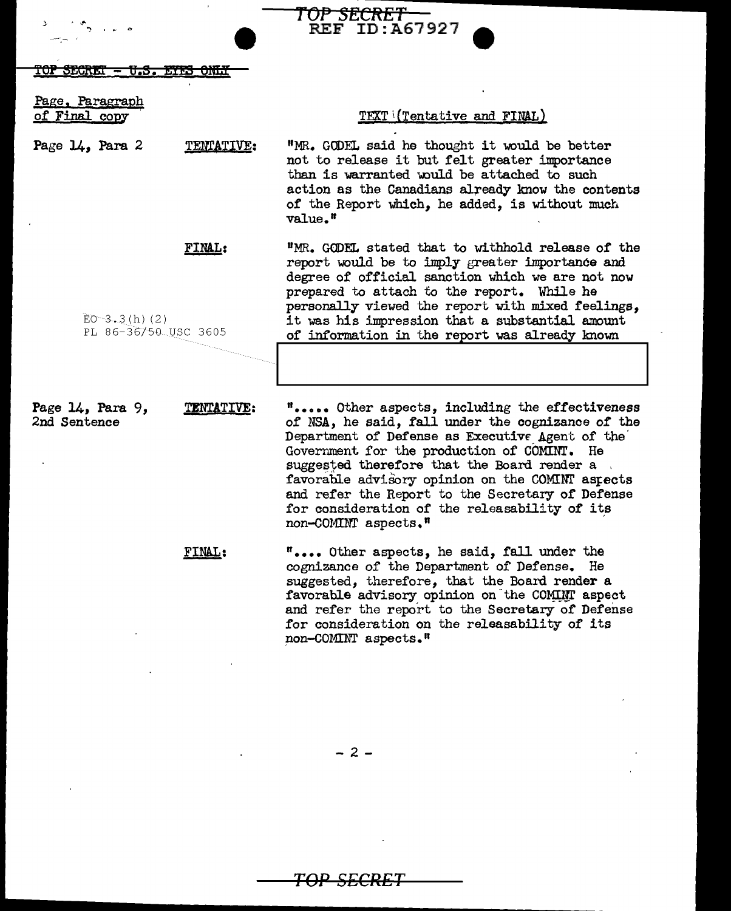TOP SECRET
REF ID:A67927

~~TOP SECRET - U.S. EYES ONLY~~

| Page, Paragraph of Final copy | | TEXT (Tentative and FINAL) |
|---|---|---|
| Page 14, Para 2 | TENTATIVE: | "MR. GODEL said he thought it would be better not to release it but felt greater importance than is warranted would be attached to such action as the Canadians already know the contents of the Report which, he added, is without much value." |
| | FINAL: | "MR. GODEL stated that to withhold release of the report would be to imply greater importance and degree of official sanction which we are not now prepared to attach to the report. While he personally viewed the report with mixed feelings, it was his impression that a substantial amount of information in the report was already known |
| EO 3.3(h)(2) PL 86-36/50 USC 3605 | | [redacted] |
| Page 14, Para 9, 2nd Sentence | TENTATIVE: | "..... Other aspects, including the effectiveness of NSA, he said, fall under the cognizance of the Department of Defense as Executive Agent of the Government for the production of COMINT. He suggested therefore that the Board render a favorable advisory opinion on the COMINT aspects and refer the Report to the Secretary of Defense for consideration of the releasability of its non-COMINT aspects." |
| | FINAL: | ".... Other aspects, he said, fall under the cognizance of the Department of Defense. He suggested, therefore, that the Board render a favorable advisory opinion on the COMINT aspect and refer the report to the Secretary of Defense for consideration on the releasability of its non-COMINT aspects." |

TOP SECRET